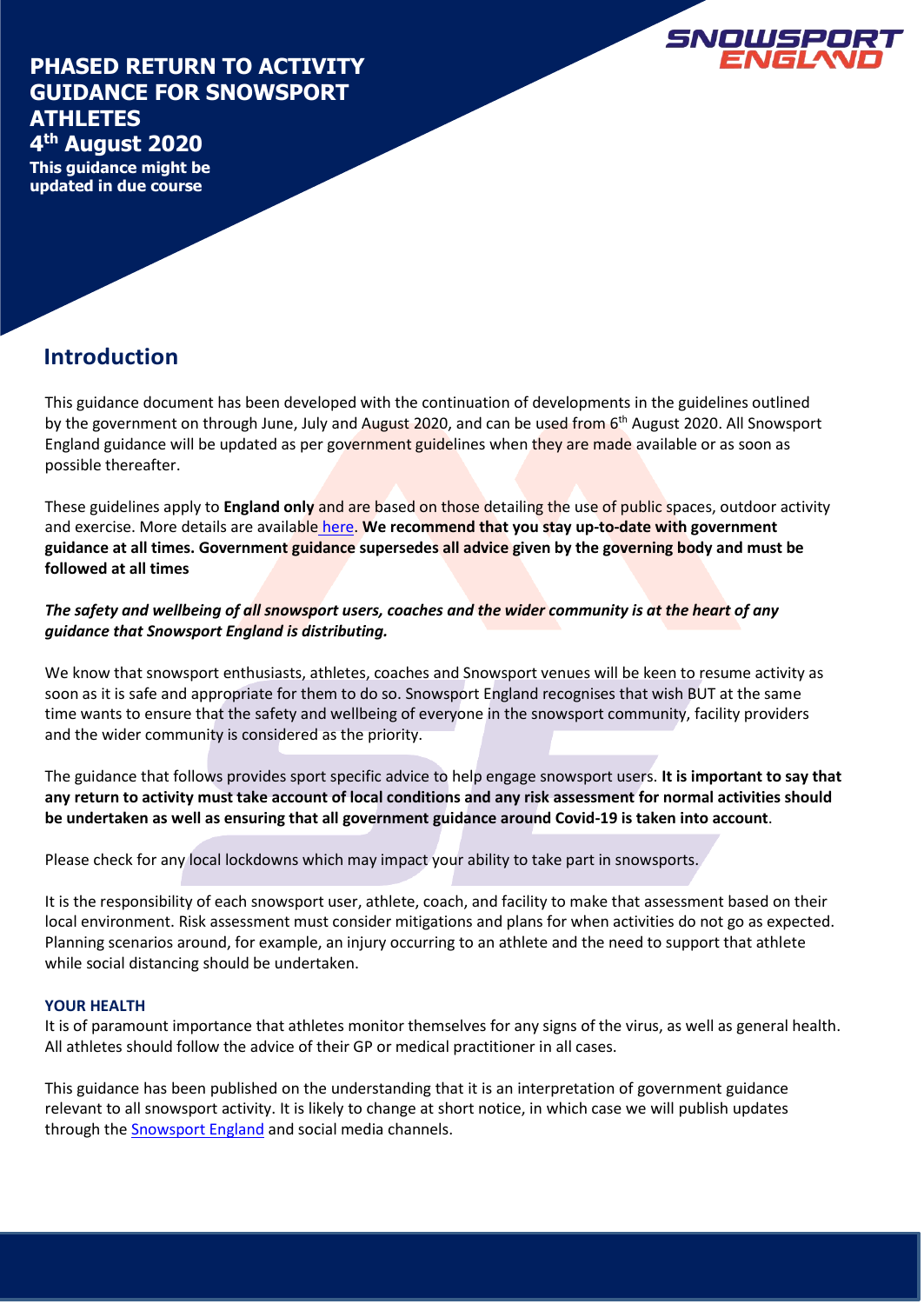# PHASED RETURN TO ACTIVITY GUIDANCE FOR SNOWSPORT ATHLETES

**4th August 2020**

**This guidance might be updated in due course**

## Introduction

This guidance document has been developed with the continuation of developments in the guidelines outlined by the government on through June, July and August 2020, and can be used from 6th August 2020. All Snowsport England guidance will be updated as per government guidelines when they are made available or as soon as possible thereafter.

These guidelines apply to **England only** and are based on those detailing the use of public spaces, outdoor activity and exercise. More details are available [here](). **We recommend that you stay up-to-date with government guidance at all times. Government guidance supersedes all advice given by the governing body and must be followed at all times**

***The safety and wellbeing of all snowsport users, coaches and the wider community is at the heart of any guidance that Snowsport England is distributing.***

We know that snowsport enthusiasts, athletes, coaches and Snowsport venues will be keen to resume activity as soon as it is safe and appropriate for them to do so. Snowsport England recognises that wish BUT at the same time wants to ensure that the safety and wellbeing of everyone in the snowsport community, facility providers and the wider community is considered as the priority.

The guidance that follows provides sport specific advice to help engage snowsport users. **It is important to say that any return to activity must take account of local conditions and any risk assessment for normal activities should be undertaken as well as ensuring that all government guidance around Covid-19 is taken into account**.

Please check for any local lockdowns which may impact your ability to take part in snowsports.

It is the responsibility of each snowsport user, athlete, coach, and facility to make that assessment based on their local environment. Risk assessment must consider mitigations and plans for when activities do not go as expected. Planning scenarios around, for example, an injury occurring to an athlete and the need to support that athlete while social distancing should be undertaken.

### YOUR HEALTH

It is of paramount importance that athletes monitor themselves for any signs of the virus, as well as general health. All athletes should follow the advice of their GP or medical practitioner in all cases.

This guidance has been published on the understanding that it is an interpretation of government guidance relevant to all snowsport activity. It is likely to change at short notice, in which case we will publish updates through the [Snowsport England]() and social media channels.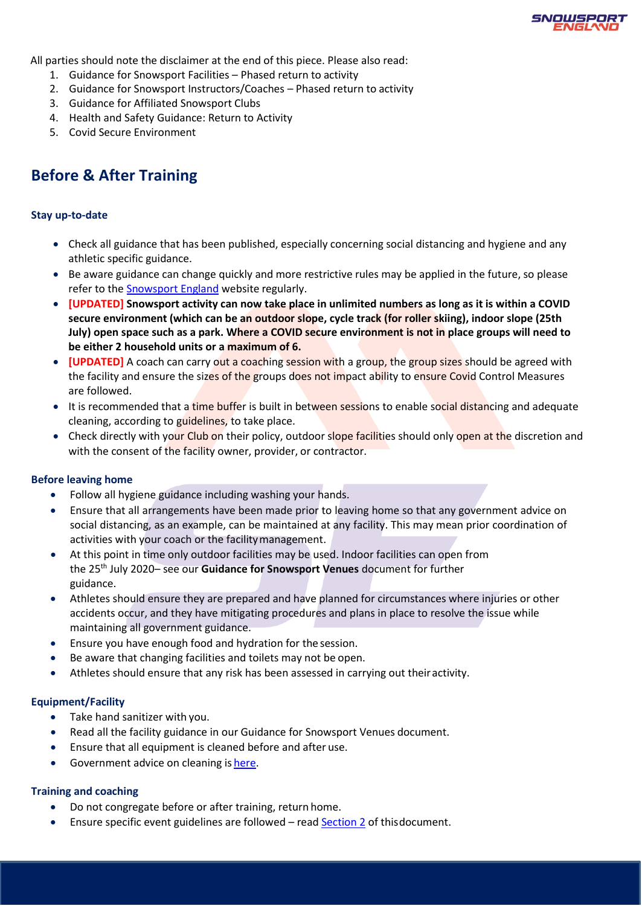All parties should note the disclaimer at the end of this piece. Please also read:

1. Guidance for Snowsport Facilities – Phased return to activity
2. Guidance for Snowsport Instructors/Coaches – Phased return to activity
3. Guidance for Affiliated Snowsport Clubs
4. Health and Safety Guidance: Return to Activity
5. Covid Secure Environment

## Before & After Training

### Stay up-to-date

- Check all guidance that has been published, especially concerning social distancing and hygiene and any athletic specific guidance.
- Be aware guidance can change quickly and more restrictive rules may be applied in the future, so please refer to the Snowsport England website regularly.
- **[UPDATED] Snowsport activity can now take place in unlimited numbers as long as it is within a COVID secure environment (which can be an outdoor slope, cycle track (for roller skiing), indoor slope (25th July) open space such as a park. Where a COVID secure environment is not in place groups will need to be either 2 household units or a maximum of 6.**
- **[UPDATED]** A coach can carry out a coaching session with a group, the group sizes should be agreed with the facility and ensure the sizes of the groups does not impact ability to ensure Covid Control Measures are followed.
- It is recommended that a time buffer is built in between sessions to enable social distancing and adequate cleaning, according to guidelines, to take place.
- Check directly with your Club on their policy, outdoor slope facilities should only open at the discretion and with the consent of the facility owner, provider, or contractor.

### Before leaving home

- Follow all hygiene guidance including washing your hands.
- Ensure that all arrangements have been made prior to leaving home so that any government advice on social distancing, as an example, can be maintained at any facility. This may mean prior coordination of activities with your coach or the facility management.
- At this point in time only outdoor facilities may be used. Indoor facilities can open from the 25th July 2020– see our **Guidance for Snowsport Venues** document for further guidance.
- Athletes should ensure they are prepared and have planned for circumstances where injuries or other accidents occur, and they have mitigating procedures and plans in place to resolve the issue while maintaining all government guidance.
- Ensure you have enough food and hydration for the session.
- Be aware that changing facilities and toilets may not be open.
- Athletes should ensure that any risk has been assessed in carrying out their activity.

### Equipment/Facility

- Take hand sanitizer with you.
- Read all the facility guidance in our Guidance for Snowsport Venues document.
- Ensure that all equipment is cleaned before and after use.
- Government advice on cleaning is here.

### Training and coaching

- Do not congregate before or after training, return home.
- Ensure specific event guidelines are followed – read Section 2 of this document.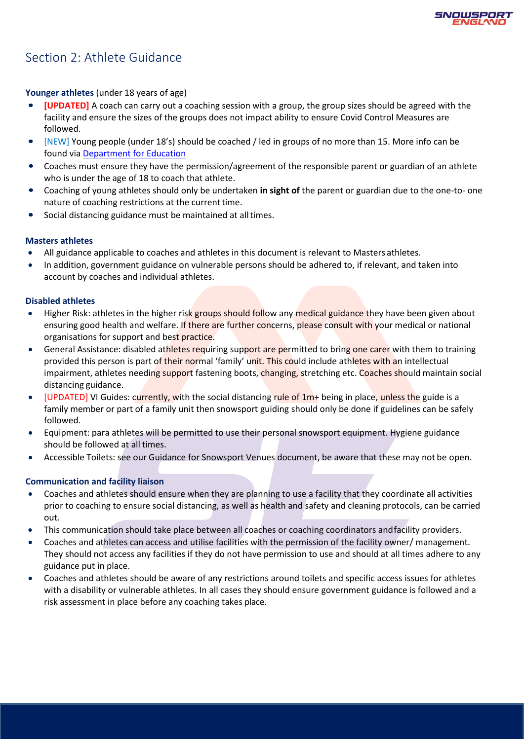## Section 2: Athlete Guidance

**Younger athletes** (under 18 years of age)

- **[UPDATED]** A coach can carry out a coaching session with a group, the group sizes should be agreed with the facility and ensure the sizes of the groups does not impact ability to ensure Covid Control Measures are followed.
- [NEW] Young people (under 18's) should be coached / led in groups of no more than 15. More info can be found via [Department for Education]
- Coaches must ensure they have the permission/agreement of the responsible parent or guardian of an athlete who is under the age of 18 to coach that athlete.
- Coaching of young athletes should only be undertaken **in sight of** the parent or guardian due to the one-to- one nature of coaching restrictions at the current time.
- Social distancing guidance must be maintained at all times.

**Masters athletes**

- All guidance applicable to coaches and athletes in this document is relevant to Masters athletes.
- In addition, government guidance on vulnerable persons should be adhered to, if relevant, and taken into account by coaches and individual athletes.

**Disabled athletes**

- Higher Risk: athletes in the higher risk groups should follow any medical guidance they have been given about ensuring good health and welfare. If there are further concerns, please consult with your medical or national organisations for support and best practice.
- General Assistance: disabled athletes requiring support are permitted to bring one carer with them to training provided this person is part of their normal 'family' unit. This could include athletes with an intellectual impairment, athletes needing support fastening boots, changing, stretching etc. Coaches should maintain social distancing guidance.
- [UPDATED] VI Guides: currently, with the social distancing rule of 1m+ being in place, unless the guide is a family member or part of a family unit then snowsport guiding should only be done if guidelines can be safely followed.
- Equipment: para athletes will be permitted to use their personal snowsport equipment. Hygiene guidance should be followed at all times.
- Accessible Toilets: see our Guidance for Snowsport Venues document, be aware that these may not be open.

**Communication and facility liaison**

- Coaches and athletes should ensure when they are planning to use a facility that they coordinate all activities prior to coaching to ensure social distancing, as well as health and safety and cleaning protocols, can be carried out.
- This communication should take place between all coaches or coaching coordinators and facility providers.
- Coaches and athletes can access and utilise facilities with the permission of the facility owner/ management. They should not access any facilities if they do not have permission to use and should at all times adhere to any guidance put in place.
- Coaches and athletes should be aware of any restrictions around toilets and specific access issues for athletes with a disability or vulnerable athletes. In all cases they should ensure government guidance is followed and a risk assessment in place before any coaching takes place.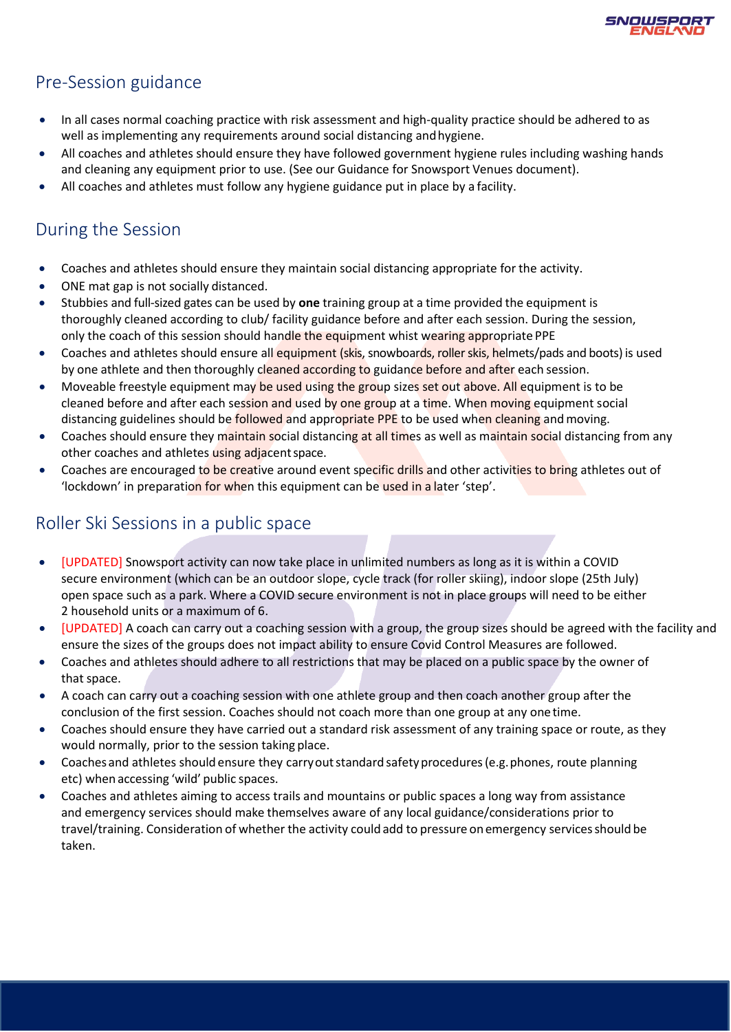## Pre-Session guidance

- In all cases normal coaching practice with risk assessment and high-quality practice should be adhered to as well as implementing any requirements around social distancing and hygiene.
- All coaches and athletes should ensure they have followed government hygiene rules including washing hands and cleaning any equipment prior to use. (See our Guidance for Snowsport Venues document).
- All coaches and athletes must follow any hygiene guidance put in place by a facility.

## During the Session

- Coaches and athletes should ensure they maintain social distancing appropriate for the activity.
- ONE mat gap is not socially distanced.
- Stubbies and full-sized gates can be used by **one** training group at a time provided the equipment is thoroughly cleaned according to club/ facility guidance before and after each session. During the session, only the coach of this session should handle the equipment whist wearing appropriate PPE
- Coaches and athletes should ensure all equipment (skis, snowboards, roller skis, helmets/pads and boots) is used by one athlete and then thoroughly cleaned according to guidance before and after each session.
- Moveable freestyle equipment may be used using the group sizes set out above. All equipment is to be cleaned before and after each session and used by one group at a time. When moving equipment social distancing guidelines should be followed and appropriate PPE to be used when cleaning and moving.
- Coaches should ensure they maintain social distancing at all times as well as maintain social distancing from any other coaches and athletes using adjacent space.
- Coaches are encouraged to be creative around event specific drills and other activities to bring athletes out of 'lockdown' in preparation for when this equipment can be used in a later 'step'.

## Roller Ski Sessions in a public space

- [UPDATED] Snowsport activity can now take place in unlimited numbers as long as it is within a COVID secure environment (which can be an outdoor slope, cycle track (for roller skiing), indoor slope (25th July) open space such as a park. Where a COVID secure environment is not in place groups will need to be either 2 household units or a maximum of 6.
- [UPDATED] A coach can carry out a coaching session with a group, the group sizes should be agreed with the facility and ensure the sizes of the groups does not impact ability to ensure Covid Control Measures are followed.
- Coaches and athletes should adhere to all restrictions that may be placed on a public space by the owner of that space.
- A coach can carry out a coaching session with one athlete group and then coach another group after the conclusion of the first session. Coaches should not coach more than one group at any one time.
- Coaches should ensure they have carried out a standard risk assessment of any training space or route, as they would normally, prior to the session taking place.
- Coaches and athletes should ensure they carry out standard safety procedures (e.g. phones, route planning etc) when accessing 'wild' public spaces.
- Coaches and athletes aiming to access trails and mountains or public spaces a long way from assistance and emergency services should make themselves aware of any local guidance/considerations prior to travel/training. Consideration of whether the activity could add to pressure on emergency services should be taken.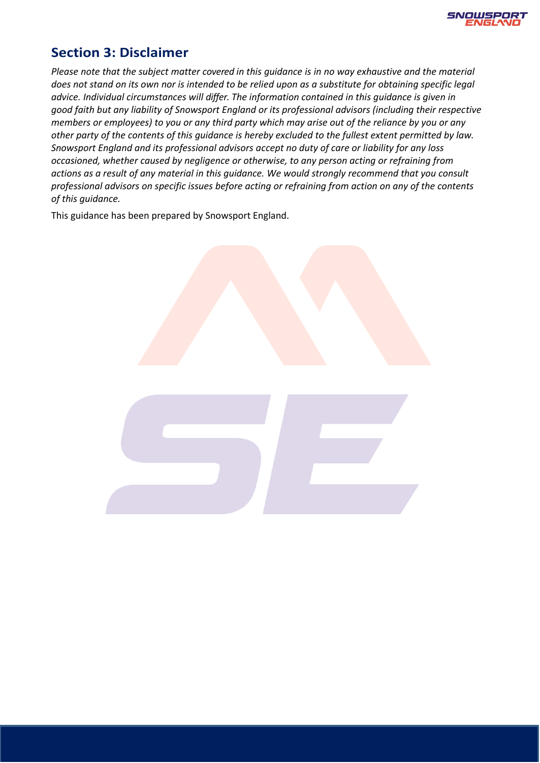## Section 3: Disclaimer

*Please note that the subject matter covered in this guidance is in no way exhaustive and the material does not stand on its own nor is intended to be relied upon as a substitute for obtaining specific legal advice. Individual circumstances will differ. The information contained in this guidance is given in good faith but any liability of Snowsport England or its professional advisors (including their respective members or employees) to you or any third party which may arise out of the reliance by you or any other party of the contents of this guidance is hereby excluded to the fullest extent permitted by law. Snowsport England and its professional advisors accept no duty of care or liability for any loss occasioned, whether caused by negligence or otherwise, to any person acting or refraining from actions as a result of any material in this guidance. We would strongly recommend that you consult professional advisors on specific issues before acting or refraining from action on any of the contents of this guidance.*

This guidance has been prepared by Snowsport England.